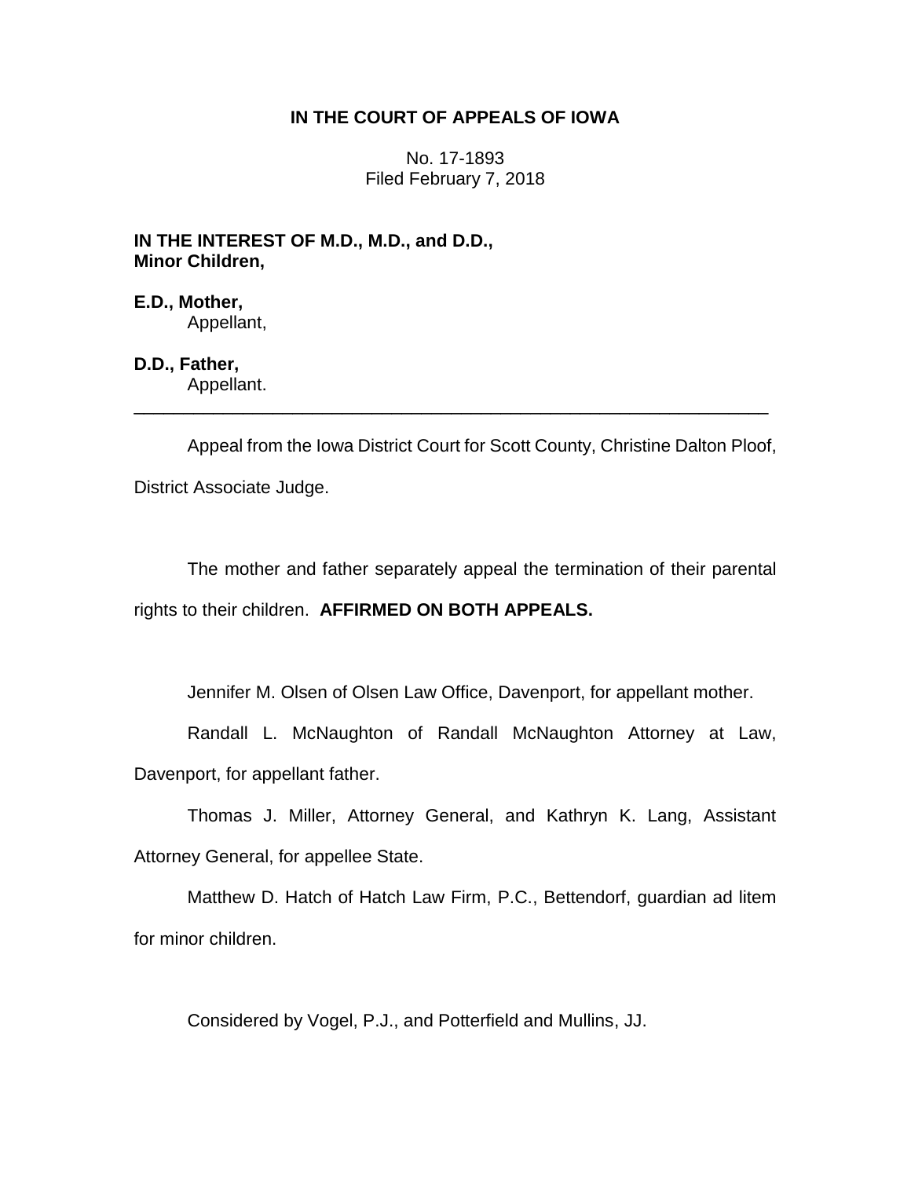**IN THE COURT OF APPEALS OF IOWA**

No. 17-1893
Filed February 7, 2018

**IN THE INTEREST OF M.D., M.D., and D.D., Minor Children,**

**E.D., Mother,**
Appellant,

**D.D., Father,**
Appellant.

---

Appeal from the Iowa District Court for Scott County, Christine Dalton Ploof, District Associate Judge.

The mother and father separately appeal the termination of their parental rights to their children. **AFFIRMED ON BOTH APPEALS.**

Jennifer M. Olsen of Olsen Law Office, Davenport, for appellant mother.

Randall L. McNaughton of Randall McNaughton Attorney at Law, Davenport, for appellant father.

Thomas J. Miller, Attorney General, and Kathryn K. Lang, Assistant Attorney General, for appellee State.

Matthew D. Hatch of Hatch Law Firm, P.C., Bettendorf, guardian ad litem for minor children.

Considered by Vogel, P.J., and Potterfield and Mullins, JJ.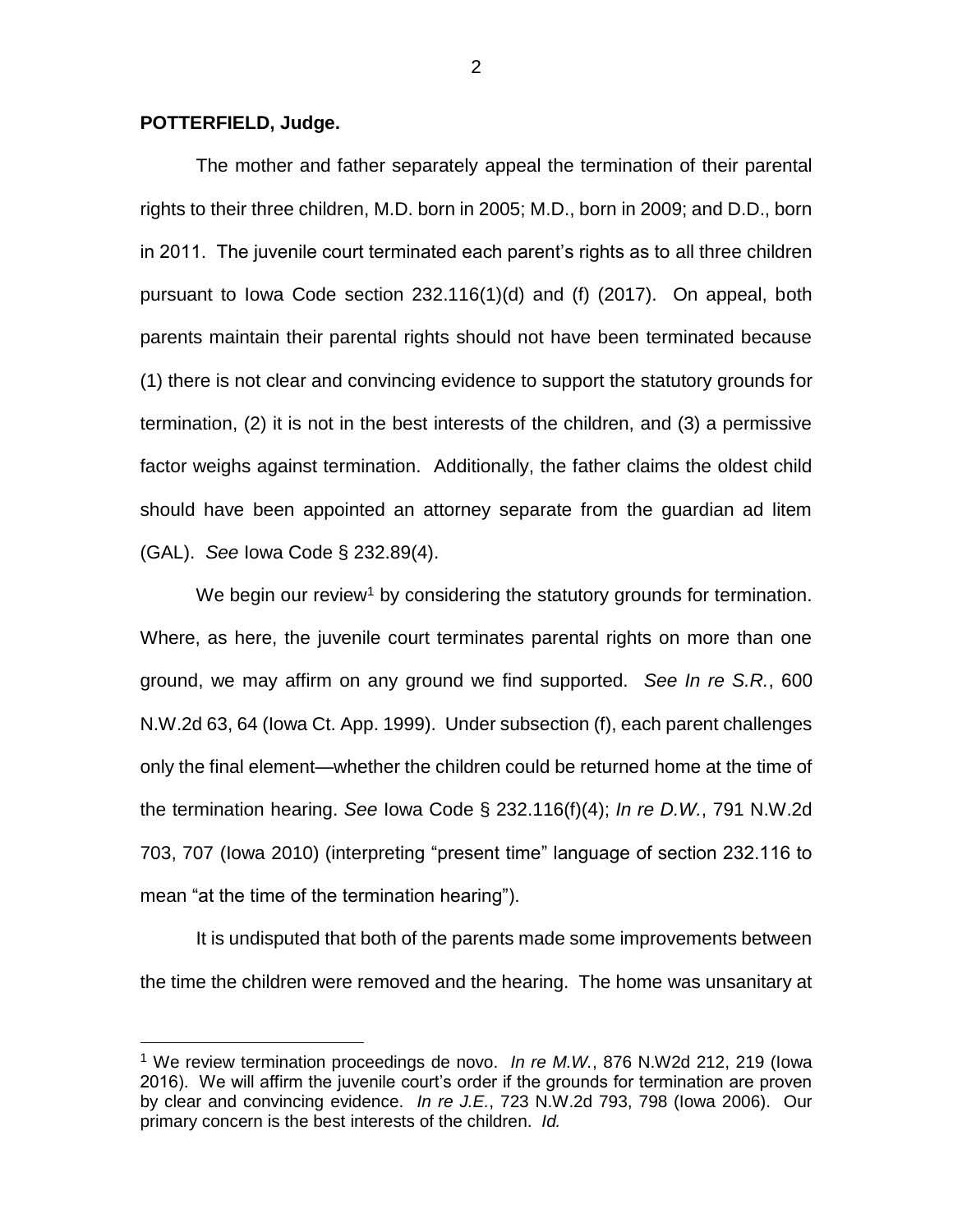**POTTERFIELD, Judge.**

The mother and father separately appeal the termination of their parental rights to their three children, M.D. born in 2005; M.D., born in 2009; and D.D., born in 2011. The juvenile court terminated each parent's rights as to all three children pursuant to Iowa Code section 232.116(1)(d) and (f) (2017). On appeal, both parents maintain their parental rights should not have been terminated because (1) there is not clear and convincing evidence to support the statutory grounds for termination, (2) it is not in the best interests of the children, and (3) a permissive factor weighs against termination. Additionally, the father claims the oldest child should have been appointed an attorney separate from the guardian ad litem (GAL). *See* Iowa Code § 232.89(4).

We begin our review[1] by considering the statutory grounds for termination. Where, as here, the juvenile court terminates parental rights on more than one ground, we may affirm on any ground we find supported. *See In re S.R.*, 600 N.W.2d 63, 64 (Iowa Ct. App. 1999). Under subsection (f), each parent challenges only the final element—whether the children could be returned home at the time of the termination hearing. *See* Iowa Code § 232.116(f)(4); *In re D.W.*, 791 N.W.2d 703, 707 (Iowa 2010) (interpreting "present time" language of section 232.116 to mean "at the time of the termination hearing").

It is undisputed that both of the parents made some improvements between the time the children were removed and the hearing. The home was unsanitary at

[1] We review termination proceedings de novo. *In re M.W.*, 876 N.W2d 212, 219 (Iowa 2016). We will affirm the juvenile court's order if the grounds for termination are proven by clear and convincing evidence. *In re J.E.*, 723 N.W.2d 793, 798 (Iowa 2006). Our primary concern is the best interests of the children. *Id.*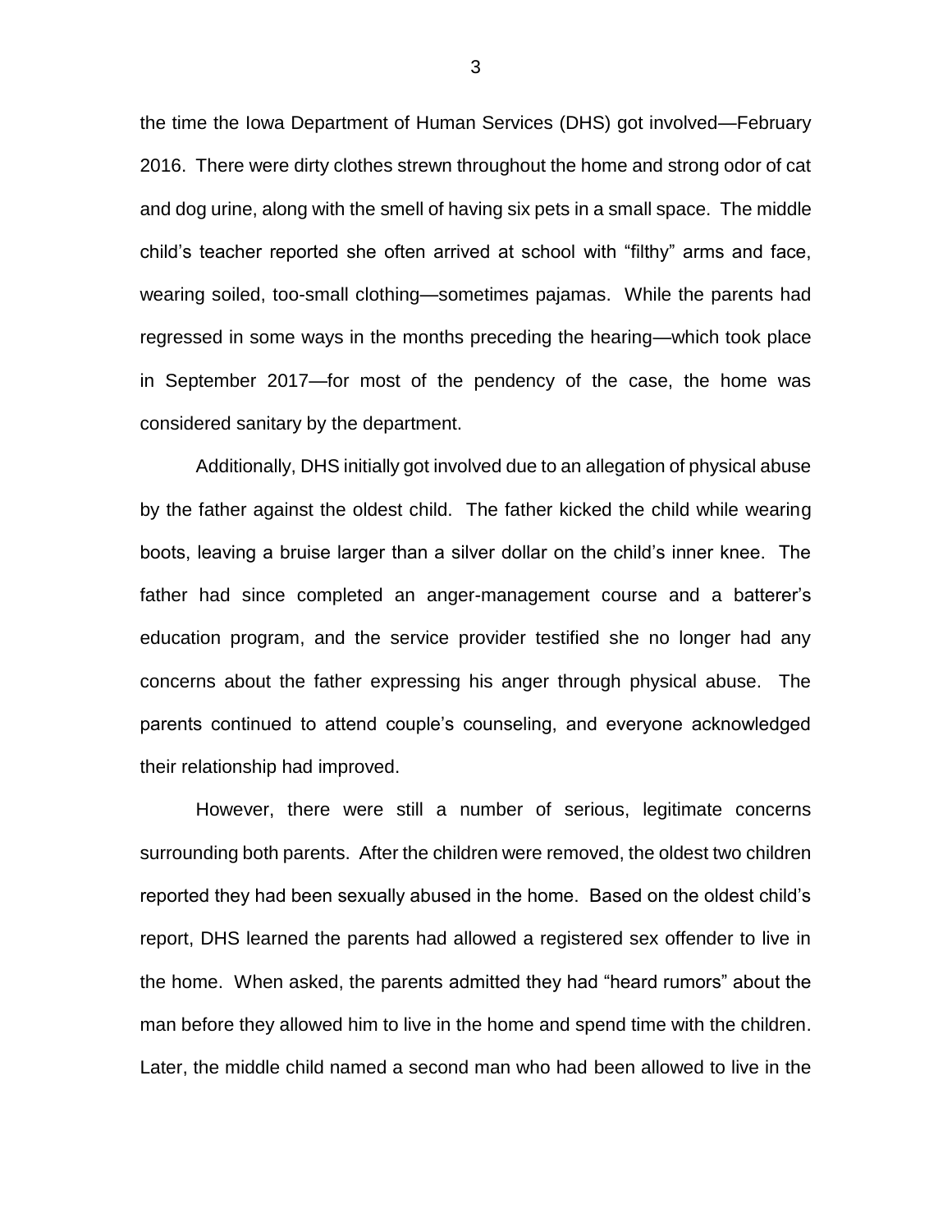the time the Iowa Department of Human Services (DHS) got involved—February 2016. There were dirty clothes strewn throughout the home and strong odor of cat and dog urine, along with the smell of having six pets in a small space. The middle child's teacher reported she often arrived at school with "filthy" arms and face, wearing soiled, too-small clothing—sometimes pajamas. While the parents had regressed in some ways in the months preceding the hearing—which took place in September 2017—for most of the pendency of the case, the home was considered sanitary by the department.

Additionally, DHS initially got involved due to an allegation of physical abuse by the father against the oldest child. The father kicked the child while wearing boots, leaving a bruise larger than a silver dollar on the child's inner knee. The father had since completed an anger-management course and a batterer's education program, and the service provider testified she no longer had any concerns about the father expressing his anger through physical abuse. The parents continued to attend couple's counseling, and everyone acknowledged their relationship had improved.

However, there were still a number of serious, legitimate concerns surrounding both parents. After the children were removed, the oldest two children reported they had been sexually abused in the home. Based on the oldest child's report, DHS learned the parents had allowed a registered sex offender to live in the home. When asked, the parents admitted they had "heard rumors" about the man before they allowed him to live in the home and spend time with the children. Later, the middle child named a second man who had been allowed to live in the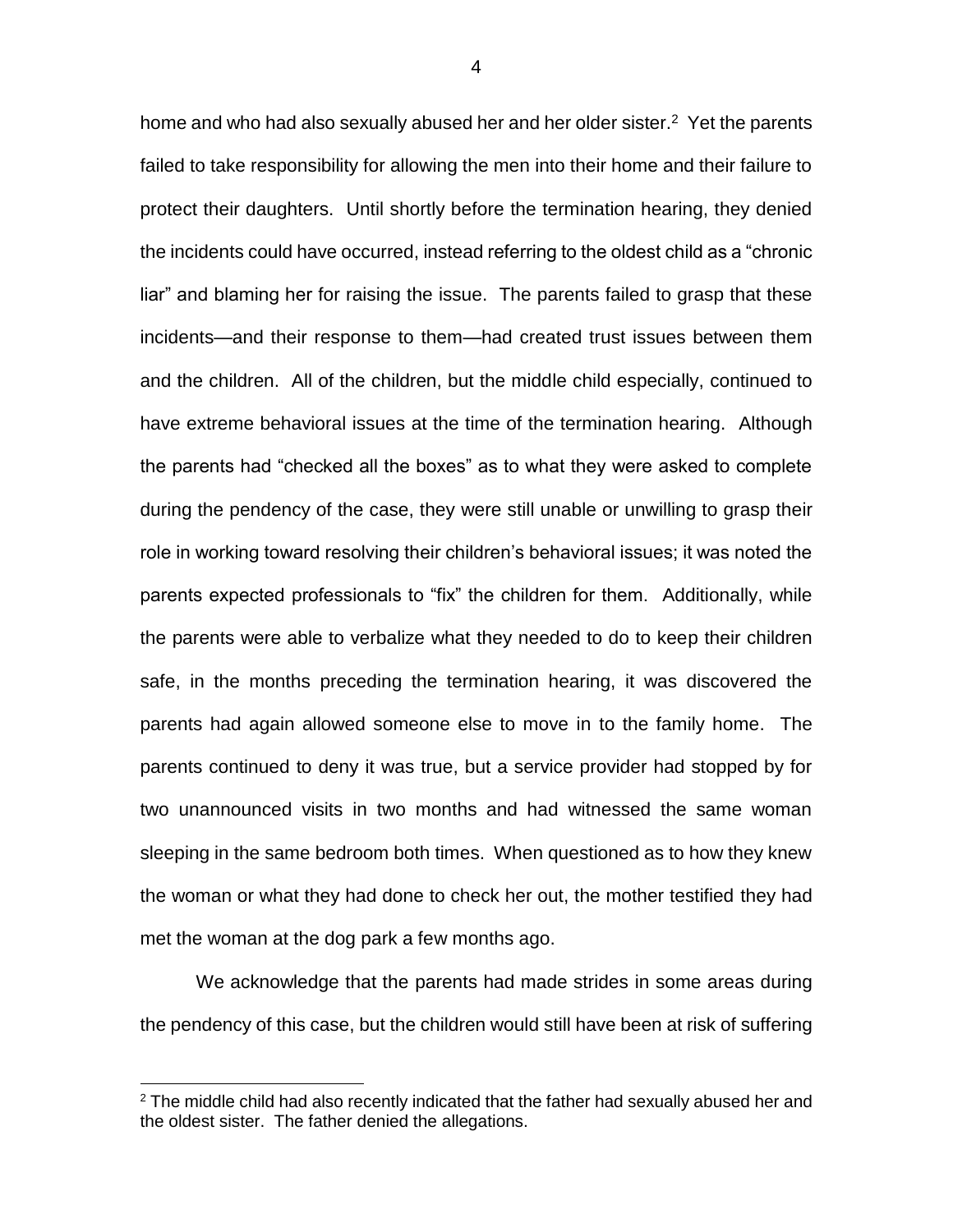home and who had also sexually abused her and her older sister.[2] Yet the parents failed to take responsibility for allowing the men into their home and their failure to protect their daughters. Until shortly before the termination hearing, they denied the incidents could have occurred, instead referring to the oldest child as a "chronic liar" and blaming her for raising the issue. The parents failed to grasp that these incidents—and their response to them—had created trust issues between them and the children. All of the children, but the middle child especially, continued to have extreme behavioral issues at the time of the termination hearing. Although the parents had "checked all the boxes" as to what they were asked to complete during the pendency of the case, they were still unable or unwilling to grasp their role in working toward resolving their children's behavioral issues; it was noted the parents expected professionals to "fix" the children for them. Additionally, while the parents were able to verbalize what they needed to do to keep their children safe, in the months preceding the termination hearing, it was discovered the parents had again allowed someone else to move in to the family home. The parents continued to deny it was true, but a service provider had stopped by for two unannounced visits in two months and had witnessed the same woman sleeping in the same bedroom both times. When questioned as to how they knew the woman or what they had done to check her out, the mother testified they had met the woman at the dog park a few months ago.

We acknowledge that the parents had made strides in some areas during the pendency of this case, but the children would still have been at risk of suffering

[2] The middle child had also recently indicated that the father had sexually abused her and the oldest sister. The father denied the allegations.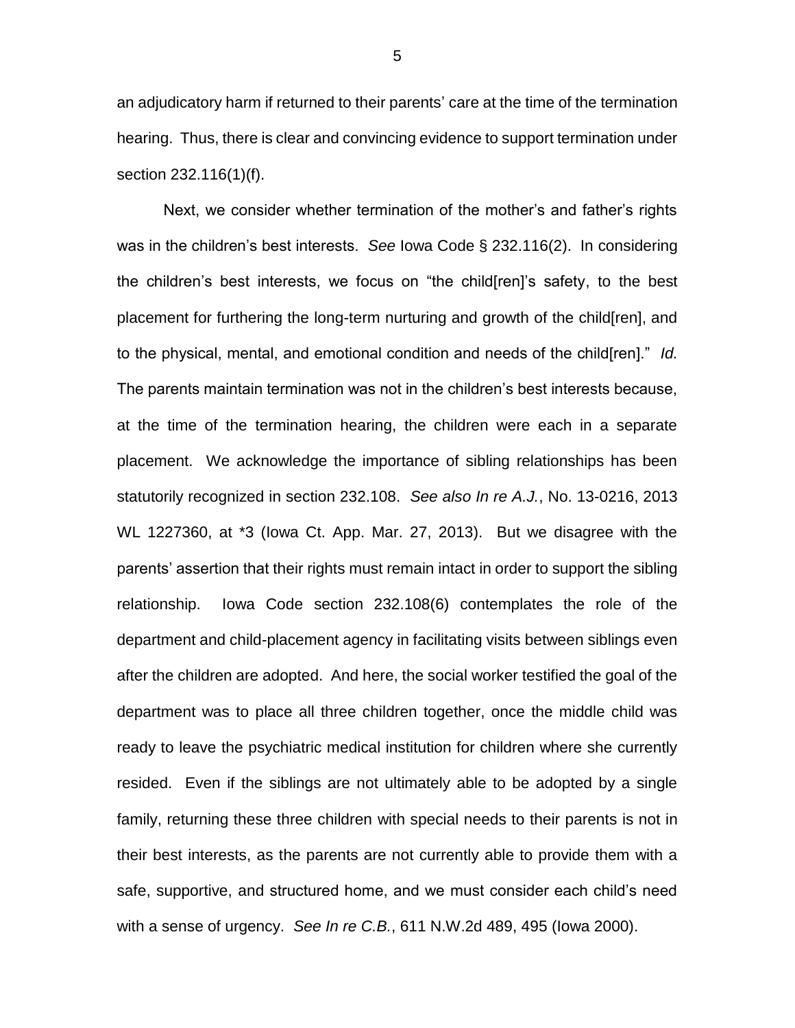an adjudicatory harm if returned to their parents' care at the time of the termination hearing. Thus, there is clear and convincing evidence to support termination under section 232.116(1)(f).

Next, we consider whether termination of the mother's and father's rights was in the children's best interests. *See* Iowa Code § 232.116(2). In considering the children's best interests, we focus on "the child[ren]'s safety, to the best placement for furthering the long-term nurturing and growth of the child[ren], and to the physical, mental, and emotional condition and needs of the child[ren]." *Id.* The parents maintain termination was not in the children's best interests because, at the time of the termination hearing, the children were each in a separate placement. We acknowledge the importance of sibling relationships has been statutorily recognized in section 232.108. *See also In re A.J.*, No. 13-0216, 2013 WL 1227360, at *3 (Iowa Ct. App. Mar. 27, 2013). But we disagree with the parents' assertion that their rights must remain intact in order to support the sibling relationship. Iowa Code section 232.108(6) contemplates the role of the department and child-placement agency in facilitating visits between siblings even after the children are adopted. And here, the social worker testified the goal of the department was to place all three children together, once the middle child was ready to leave the psychiatric medical institution for children where she currently resided. Even if the siblings are not ultimately able to be adopted by a single family, returning these three children with special needs to their parents is not in their best interests, as the parents are not currently able to provide them with a safe, supportive, and structured home, and we must consider each child's need with a sense of urgency. *See In re C.B.*, 611 N.W.2d 489, 495 (Iowa 2000).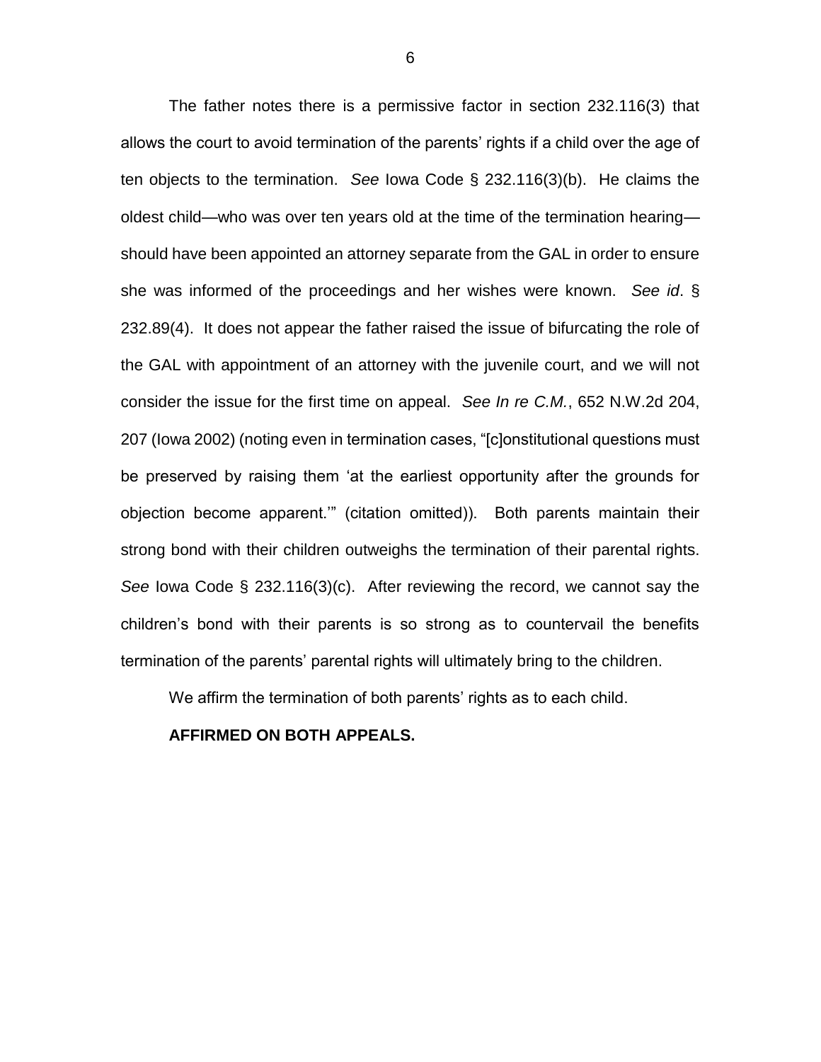The father notes there is a permissive factor in section 232.116(3) that allows the court to avoid termination of the parents' rights if a child over the age of ten objects to the termination. *See* Iowa Code § 232.116(3)(b). He claims the oldest child—who was over ten years old at the time of the termination hearing—should have been appointed an attorney separate from the GAL in order to ensure she was informed of the proceedings and her wishes were known. *See id*. § 232.89(4). It does not appear the father raised the issue of bifurcating the role of the GAL with appointment of an attorney with the juvenile court, and we will not consider the issue for the first time on appeal. *See In re C.M.*, 652 N.W.2d 204, 207 (Iowa 2002) (noting even in termination cases, "[c]onstitutional questions must be preserved by raising them 'at the earliest opportunity after the grounds for objection become apparent.'" (citation omitted)). Both parents maintain their strong bond with their children outweighs the termination of their parental rights. *See* Iowa Code § 232.116(3)(c). After reviewing the record, we cannot say the children's bond with their parents is so strong as to countervail the benefits termination of the parents' parental rights will ultimately bring to the children.

We affirm the termination of both parents' rights as to each child.

**AFFIRMED ON BOTH APPEALS.**